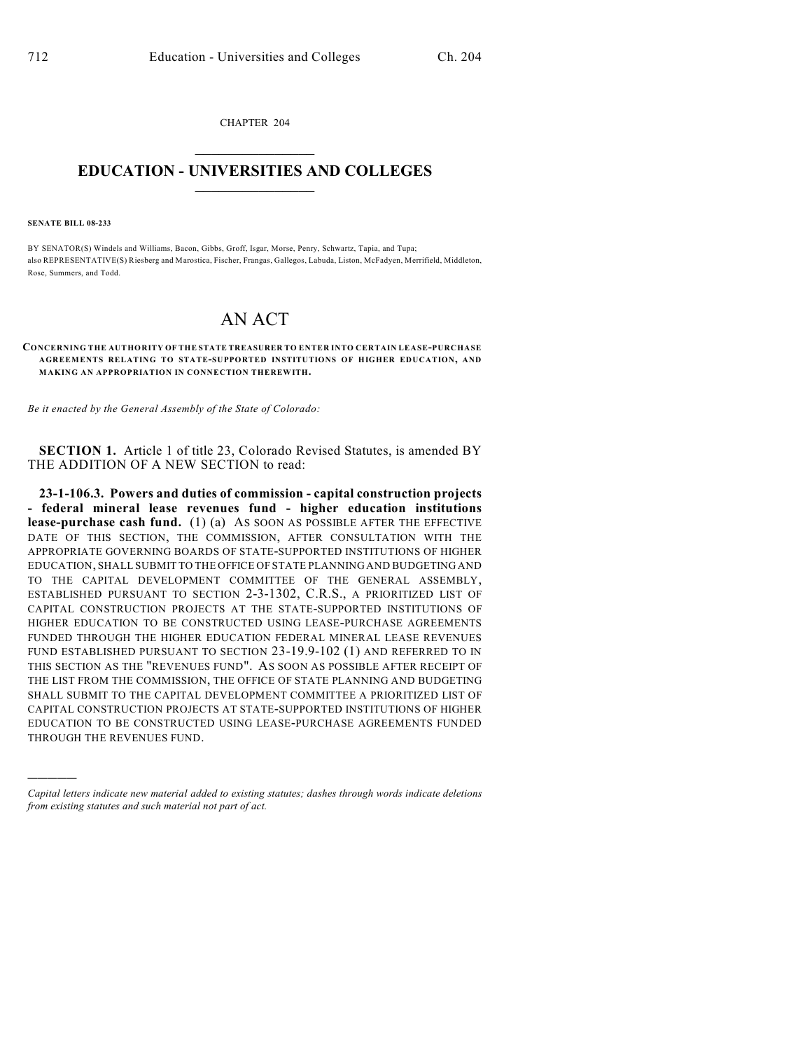CHAPTER 204

# EDUCATION - UNIVERSITIES AND COLLEGES

**SENATE BILL 08-233**

BY SENATOR(S) Windels and Williams, Bacon, Gibbs, Groff, Isgar, Morse, Penry, Schwartz, Tapia, and Tupa;
also REPRESENTATIVE(S) Riesberg and Marostica, Fischer, Frangas, Gallegos, Labuda, Liston, McFadyen, Merrifield, Middleton, Rose, Summers, and Todd.

# AN ACT

**CONCERNING THE AUTHORITY OF THE STATE TREASURER TO ENTER INTO CERTAIN LEASE-PURCHASE AGREEMENTS RELATING TO STATE-SUPPORTED INSTITUTIONS OF HIGHER EDUCATION, AND MAKING AN APPROPRIATION IN CONNECTION THEREWITH.**

*Be it enacted by the General Assembly of the State of Colorado:*

**SECTION 1.** Article 1 of title 23, Colorado Revised Statutes, is amended BY THE ADDITION OF A NEW SECTION to read:

**23-1-106.3. Powers and duties of commission - capital construction projects - federal mineral lease revenues fund - higher education institutions lease-purchase cash fund.** (1) (a) AS SOON AS POSSIBLE AFTER THE EFFECTIVE DATE OF THIS SECTION, THE COMMISSION, AFTER CONSULTATION WITH THE APPROPRIATE GOVERNING BOARDS OF STATE-SUPPORTED INSTITUTIONS OF HIGHER EDUCATION, SHALL SUBMIT TO THE OFFICE OF STATE PLANNING AND BUDGETING AND TO THE CAPITAL DEVELOPMENT COMMITTEE OF THE GENERAL ASSEMBLY, ESTABLISHED PURSUANT TO SECTION 2-3-1302, C.R.S., A PRIORITIZED LIST OF CAPITAL CONSTRUCTION PROJECTS AT THE STATE-SUPPORTED INSTITUTIONS OF HIGHER EDUCATION TO BE CONSTRUCTED USING LEASE-PURCHASE AGREEMENTS FUNDED THROUGH THE HIGHER EDUCATION FEDERAL MINERAL LEASE REVENUES FUND ESTABLISHED PURSUANT TO SECTION 23-19.9-102 (1) AND REFERRED TO IN THIS SECTION AS THE "REVENUES FUND". AS SOON AS POSSIBLE AFTER RECEIPT OF THE LIST FROM THE COMMISSION, THE OFFICE OF STATE PLANNING AND BUDGETING SHALL SUBMIT TO THE CAPITAL DEVELOPMENT COMMITTEE A PRIORITIZED LIST OF CAPITAL CONSTRUCTION PROJECTS AT STATE-SUPPORTED INSTITUTIONS OF HIGHER EDUCATION TO BE CONSTRUCTED USING LEASE-PURCHASE AGREEMENTS FUNDED THROUGH THE REVENUES FUND.

---

*Capital letters indicate new material added to existing statutes; dashes through words indicate deletions from existing statutes and such material not part of act.*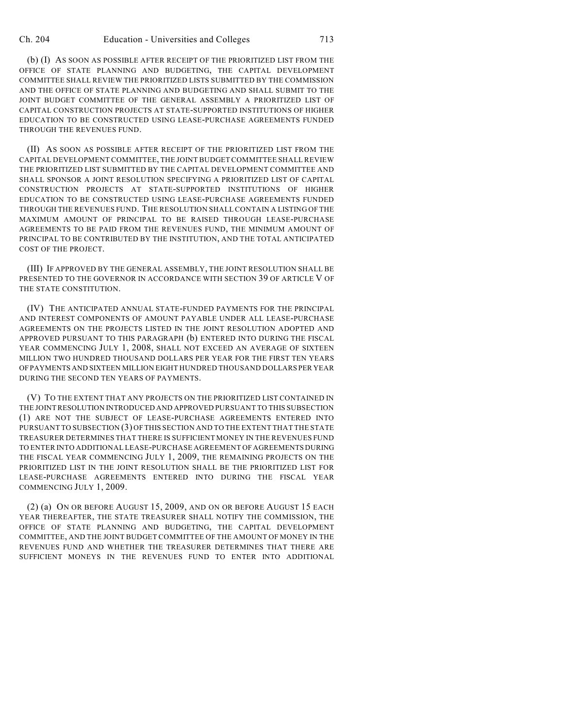(b) (I) AS SOON AS POSSIBLE AFTER RECEIPT OF THE PRIORITIZED LIST FROM THE OFFICE OF STATE PLANNING AND BUDGETING, THE CAPITAL DEVELOPMENT COMMITTEE SHALL REVIEW THE PRIORITIZED LISTS SUBMITTED BY THE COMMISSION AND THE OFFICE OF STATE PLANNING AND BUDGETING AND SHALL SUBMIT TO THE JOINT BUDGET COMMITTEE OF THE GENERAL ASSEMBLY A PRIORITIZED LIST OF CAPITAL CONSTRUCTION PROJECTS AT STATE-SUPPORTED INSTITUTIONS OF HIGHER EDUCATION TO BE CONSTRUCTED USING LEASE-PURCHASE AGREEMENTS FUNDED THROUGH THE REVENUES FUND.

(II) AS SOON AS POSSIBLE AFTER RECEIPT OF THE PRIORITIZED LIST FROM THE CAPITAL DEVELOPMENT COMMITTEE, THE JOINT BUDGET COMMITTEE SHALL REVIEW THE PRIORITIZED LIST SUBMITTED BY THE CAPITAL DEVELOPMENT COMMITTEE AND SHALL SPONSOR A JOINT RESOLUTION SPECIFYING A PRIORITIZED LIST OF CAPITAL CONSTRUCTION PROJECTS AT STATE-SUPPORTED INSTITUTIONS OF HIGHER EDUCATION TO BE CONSTRUCTED USING LEASE-PURCHASE AGREEMENTS FUNDED THROUGH THE REVENUES FUND. THE RESOLUTION SHALL CONTAIN A LISTING OF THE MAXIMUM AMOUNT OF PRINCIPAL TO BE RAISED THROUGH LEASE-PURCHASE AGREEMENTS TO BE PAID FROM THE REVENUES FUND, THE MINIMUM AMOUNT OF PRINCIPAL TO BE CONTRIBUTED BY THE INSTITUTION, AND THE TOTAL ANTICIPATED COST OF THE PROJECT.

(III) IF APPROVED BY THE GENERAL ASSEMBLY, THE JOINT RESOLUTION SHALL BE PRESENTED TO THE GOVERNOR IN ACCORDANCE WITH SECTION 39 OF ARTICLE V OF THE STATE CONSTITUTION.

(IV) THE ANTICIPATED ANNUAL STATE-FUNDED PAYMENTS FOR THE PRINCIPAL AND INTEREST COMPONENTS OF AMOUNT PAYABLE UNDER ALL LEASE-PURCHASE AGREEMENTS ON THE PROJECTS LISTED IN THE JOINT RESOLUTION ADOPTED AND APPROVED PURSUANT TO THIS PARAGRAPH (b) ENTERED INTO DURING THE FISCAL YEAR COMMENCING JULY 1, 2008, SHALL NOT EXCEED AN AVERAGE OF SIXTEEN MILLION TWO HUNDRED THOUSAND DOLLARS PER YEAR FOR THE FIRST TEN YEARS OF PAYMENTS AND SIXTEEN MILLION EIGHT HUNDRED THOUSAND DOLLARS PER YEAR DURING THE SECOND TEN YEARS OF PAYMENTS.

(V) TO THE EXTENT THAT ANY PROJECTS ON THE PRIORITIZED LIST CONTAINED IN THE JOINT RESOLUTION INTRODUCED AND APPROVED PURSUANT TO THIS SUBSECTION (1) ARE NOT THE SUBJECT OF LEASE-PURCHASE AGREEMENTS ENTERED INTO PURSUANT TO SUBSECTION (3) OF THIS SECTION AND TO THE EXTENT THAT THE STATE TREASURER DETERMINES THAT THERE IS SUFFICIENT MONEY IN THE REVENUES FUND TO ENTER INTO ADDITIONAL LEASE-PURCHASE AGREEMENT OF AGREEMENTS DURING THE FISCAL YEAR COMMENCING JULY 1, 2009, THE REMAINING PROJECTS ON THE PRIORITIZED LIST IN THE JOINT RESOLUTION SHALL BE THE PRIORITIZED LIST FOR LEASE-PURCHASE AGREEMENTS ENTERED INTO DURING THE FISCAL YEAR COMMENCING JULY 1, 2009.

(2) (a) ON OR BEFORE AUGUST 15, 2009, AND ON OR BEFORE AUGUST 15 EACH YEAR THEREAFTER, THE STATE TREASURER SHALL NOTIFY THE COMMISSION, THE OFFICE OF STATE PLANNING AND BUDGETING, THE CAPITAL DEVELOPMENT COMMITTEE, AND THE JOINT BUDGET COMMITTEE OF THE AMOUNT OF MONEY IN THE REVENUES FUND AND WHETHER THE TREASURER DETERMINES THAT THERE ARE SUFFICIENT MONEYS IN THE REVENUES FUND TO ENTER INTO ADDITIONAL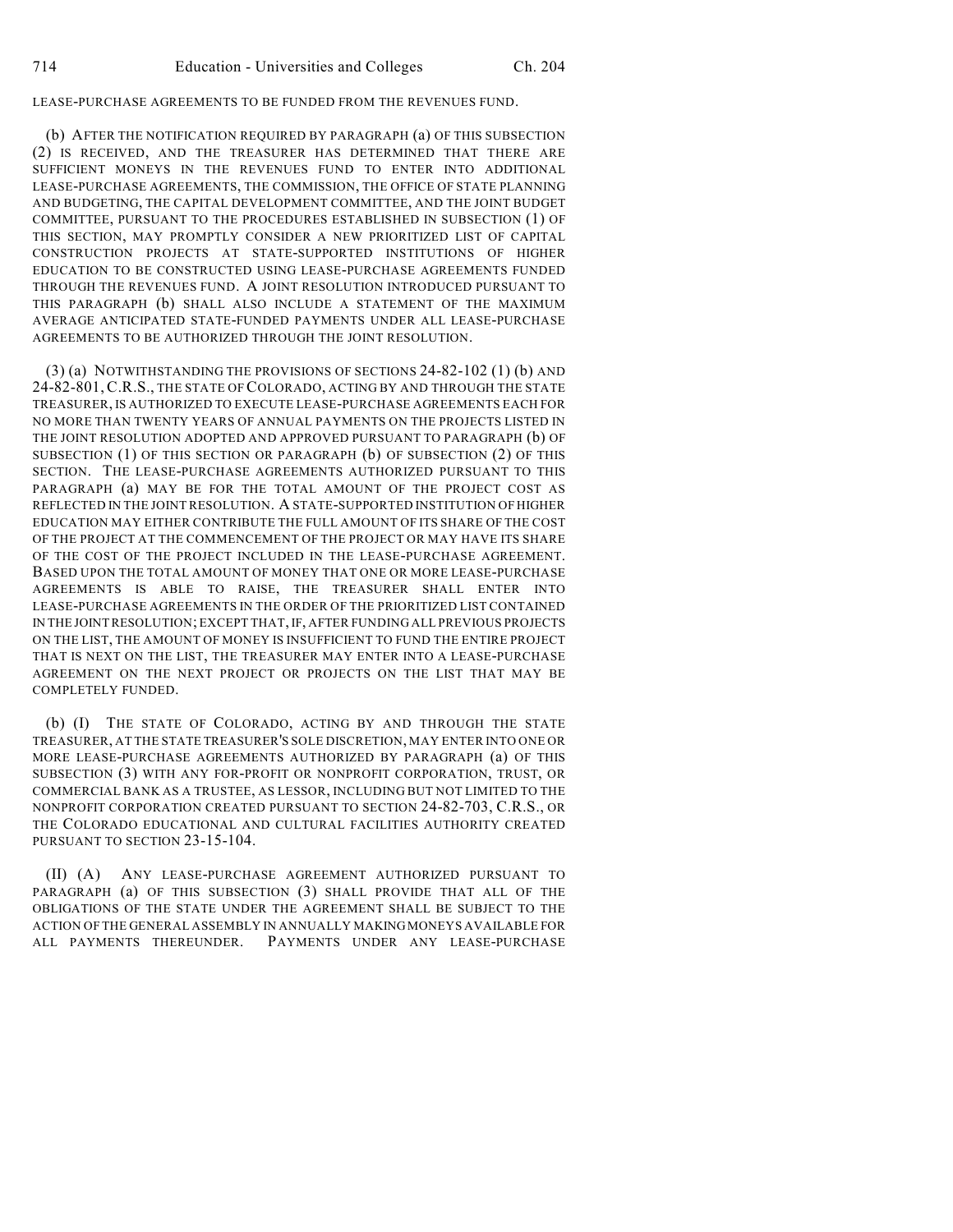LEASE-PURCHASE AGREEMENTS TO BE FUNDED FROM THE REVENUES FUND.

(b) AFTER THE NOTIFICATION REQUIRED BY PARAGRAPH (a) OF THIS SUBSECTION (2) IS RECEIVED, AND THE TREASURER HAS DETERMINED THAT THERE ARE SUFFICIENT MONEYS IN THE REVENUES FUND TO ENTER INTO ADDITIONAL LEASE-PURCHASE AGREEMENTS, THE COMMISSION, THE OFFICE OF STATE PLANNING AND BUDGETING, THE CAPITAL DEVELOPMENT COMMITTEE, AND THE JOINT BUDGET COMMITTEE, PURSUANT TO THE PROCEDURES ESTABLISHED IN SUBSECTION (1) OF THIS SECTION, MAY PROMPTLY CONSIDER A NEW PRIORITIZED LIST OF CAPITAL CONSTRUCTION PROJECTS AT STATE-SUPPORTED INSTITUTIONS OF HIGHER EDUCATION TO BE CONSTRUCTED USING LEASE-PURCHASE AGREEMENTS FUNDED THROUGH THE REVENUES FUND. A JOINT RESOLUTION INTRODUCED PURSUANT TO THIS PARAGRAPH (b) SHALL ALSO INCLUDE A STATEMENT OF THE MAXIMUM AVERAGE ANTICIPATED STATE-FUNDED PAYMENTS UNDER ALL LEASE-PURCHASE AGREEMENTS TO BE AUTHORIZED THROUGH THE JOINT RESOLUTION.

(3) (a) NOTWITHSTANDING THE PROVISIONS OF SECTIONS 24-82-102 (1) (b) AND 24-82-801, C.R.S., THE STATE OF COLORADO, ACTING BY AND THROUGH THE STATE TREASURER, IS AUTHORIZED TO EXECUTE LEASE-PURCHASE AGREEMENTS EACH FOR NO MORE THAN TWENTY YEARS OF ANNUAL PAYMENTS ON THE PROJECTS LISTED IN THE JOINT RESOLUTION ADOPTED AND APPROVED PURSUANT TO PARAGRAPH (b) OF SUBSECTION (1) OF THIS SECTION OR PARAGRAPH (b) OF SUBSECTION (2) OF THIS SECTION. THE LEASE-PURCHASE AGREEMENTS AUTHORIZED PURSUANT TO THIS PARAGRAPH (a) MAY BE FOR THE TOTAL AMOUNT OF THE PROJECT COST AS REFLECTED IN THE JOINT RESOLUTION. A STATE-SUPPORTED INSTITUTION OF HIGHER EDUCATION MAY EITHER CONTRIBUTE THE FULL AMOUNT OF ITS SHARE OF THE COST OF THE PROJECT AT THE COMMENCEMENT OF THE PROJECT OR MAY HAVE ITS SHARE OF THE COST OF THE PROJECT INCLUDED IN THE LEASE-PURCHASE AGREEMENT. BASED UPON THE TOTAL AMOUNT OF MONEY THAT ONE OR MORE LEASE-PURCHASE AGREEMENTS IS ABLE TO RAISE, THE TREASURER SHALL ENTER INTO LEASE-PURCHASE AGREEMENTS IN THE ORDER OF THE PRIORITIZED LIST CONTAINED IN THE JOINT RESOLUTION; EXCEPT THAT, IF, AFTER FUNDING ALL PREVIOUS PROJECTS ON THE LIST, THE AMOUNT OF MONEY IS INSUFFICIENT TO FUND THE ENTIRE PROJECT THAT IS NEXT ON THE LIST, THE TREASURER MAY ENTER INTO A LEASE-PURCHASE AGREEMENT ON THE NEXT PROJECT OR PROJECTS ON THE LIST THAT MAY BE COMPLETELY FUNDED.

(b) (I) THE STATE OF COLORADO, ACTING BY AND THROUGH THE STATE TREASURER, AT THE STATE TREASURER'S SOLE DISCRETION, MAY ENTER INTO ONE OR MORE LEASE-PURCHASE AGREEMENTS AUTHORIZED BY PARAGRAPH (a) OF THIS SUBSECTION (3) WITH ANY FOR-PROFIT OR NONPROFIT CORPORATION, TRUST, OR COMMERCIAL BANK AS A TRUSTEE, AS LESSOR, INCLUDING BUT NOT LIMITED TO THE NONPROFIT CORPORATION CREATED PURSUANT TO SECTION 24-82-703, C.R.S., OR THE COLORADO EDUCATIONAL AND CULTURAL FACILITIES AUTHORITY CREATED PURSUANT TO SECTION 23-15-104.

(II) (A) ANY LEASE-PURCHASE AGREEMENT AUTHORIZED PURSUANT TO PARAGRAPH (a) OF THIS SUBSECTION (3) SHALL PROVIDE THAT ALL OF THE OBLIGATIONS OF THE STATE UNDER THE AGREEMENT SHALL BE SUBJECT TO THE ACTION OF THE GENERAL ASSEMBLY IN ANNUALLY MAKING MONEYS AVAILABLE FOR ALL PAYMENTS THEREUNDER. PAYMENTS UNDER ANY LEASE-PURCHASE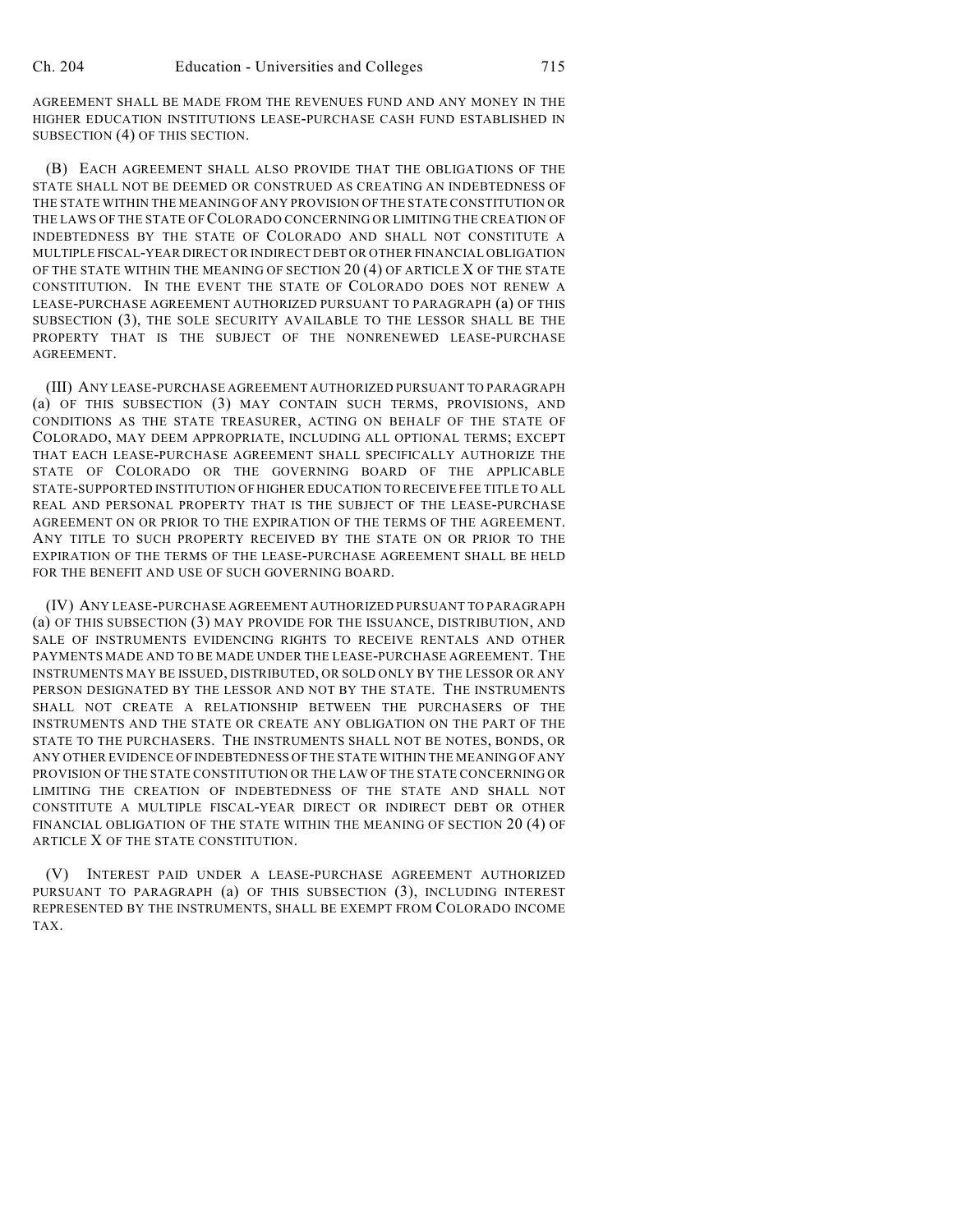AGREEMENT SHALL BE MADE FROM THE REVENUES FUND AND ANY MONEY IN THE HIGHER EDUCATION INSTITUTIONS LEASE-PURCHASE CASH FUND ESTABLISHED IN SUBSECTION (4) OF THIS SECTION.

(B) EACH AGREEMENT SHALL ALSO PROVIDE THAT THE OBLIGATIONS OF THE STATE SHALL NOT BE DEEMED OR CONSTRUED AS CREATING AN INDEBTEDNESS OF THE STATE WITHIN THE MEANING OF ANY PROVISION OF THE STATE CONSTITUTION OR THE LAWS OF THE STATE OF COLORADO CONCERNING OR LIMITING THE CREATION OF INDEBTEDNESS BY THE STATE OF COLORADO AND SHALL NOT CONSTITUTE A MULTIPLE FISCAL-YEAR DIRECT OR INDIRECT DEBT OR OTHER FINANCIAL OBLIGATION OF THE STATE WITHIN THE MEANING OF SECTION 20 (4) OF ARTICLE X OF THE STATE CONSTITUTION. IN THE EVENT THE STATE OF COLORADO DOES NOT RENEW A LEASE-PURCHASE AGREEMENT AUTHORIZED PURSUANT TO PARAGRAPH (a) OF THIS SUBSECTION (3), THE SOLE SECURITY AVAILABLE TO THE LESSOR SHALL BE THE PROPERTY THAT IS THE SUBJECT OF THE NONRENEWED LEASE-PURCHASE AGREEMENT.

(III) ANY LEASE-PURCHASE AGREEMENT AUTHORIZED PURSUANT TO PARAGRAPH (a) OF THIS SUBSECTION (3) MAY CONTAIN SUCH TERMS, PROVISIONS, AND CONDITIONS AS THE STATE TREASURER, ACTING ON BEHALF OF THE STATE OF COLORADO, MAY DEEM APPROPRIATE, INCLUDING ALL OPTIONAL TERMS; EXCEPT THAT EACH LEASE-PURCHASE AGREEMENT SHALL SPECIFICALLY AUTHORIZE THE STATE OF COLORADO OR THE GOVERNING BOARD OF THE APPLICABLE STATE-SUPPORTED INSTITUTION OF HIGHER EDUCATION TO RECEIVE FEE TITLE TO ALL REAL AND PERSONAL PROPERTY THAT IS THE SUBJECT OF THE LEASE-PURCHASE AGREEMENT ON OR PRIOR TO THE EXPIRATION OF THE TERMS OF THE AGREEMENT. ANY TITLE TO SUCH PROPERTY RECEIVED BY THE STATE ON OR PRIOR TO THE EXPIRATION OF THE TERMS OF THE LEASE-PURCHASE AGREEMENT SHALL BE HELD FOR THE BENEFIT AND USE OF SUCH GOVERNING BOARD.

(IV) ANY LEASE-PURCHASE AGREEMENT AUTHORIZED PURSUANT TO PARAGRAPH (a) OF THIS SUBSECTION (3) MAY PROVIDE FOR THE ISSUANCE, DISTRIBUTION, AND SALE OF INSTRUMENTS EVIDENCING RIGHTS TO RECEIVE RENTALS AND OTHER PAYMENTS MADE AND TO BE MADE UNDER THE LEASE-PURCHASE AGREEMENT. THE INSTRUMENTS MAY BE ISSUED, DISTRIBUTED, OR SOLD ONLY BY THE LESSOR OR ANY PERSON DESIGNATED BY THE LESSOR AND NOT BY THE STATE. THE INSTRUMENTS SHALL NOT CREATE A RELATIONSHIP BETWEEN THE PURCHASERS OF THE INSTRUMENTS AND THE STATE OR CREATE ANY OBLIGATION ON THE PART OF THE STATE TO THE PURCHASERS. THE INSTRUMENTS SHALL NOT BE NOTES, BONDS, OR ANY OTHER EVIDENCE OF INDEBTEDNESS OF THE STATE WITHIN THE MEANING OF ANY PROVISION OF THE STATE CONSTITUTION OR THE LAW OF THE STATE CONCERNING OR LIMITING THE CREATION OF INDEBTEDNESS OF THE STATE AND SHALL NOT CONSTITUTE A MULTIPLE FISCAL-YEAR DIRECT OR INDIRECT DEBT OR OTHER FINANCIAL OBLIGATION OF THE STATE WITHIN THE MEANING OF SECTION 20 (4) OF ARTICLE X OF THE STATE CONSTITUTION.

(V) INTEREST PAID UNDER A LEASE-PURCHASE AGREEMENT AUTHORIZED PURSUANT TO PARAGRAPH (a) OF THIS SUBSECTION (3), INCLUDING INTEREST REPRESENTED BY THE INSTRUMENTS, SHALL BE EXEMPT FROM COLORADO INCOME TAX.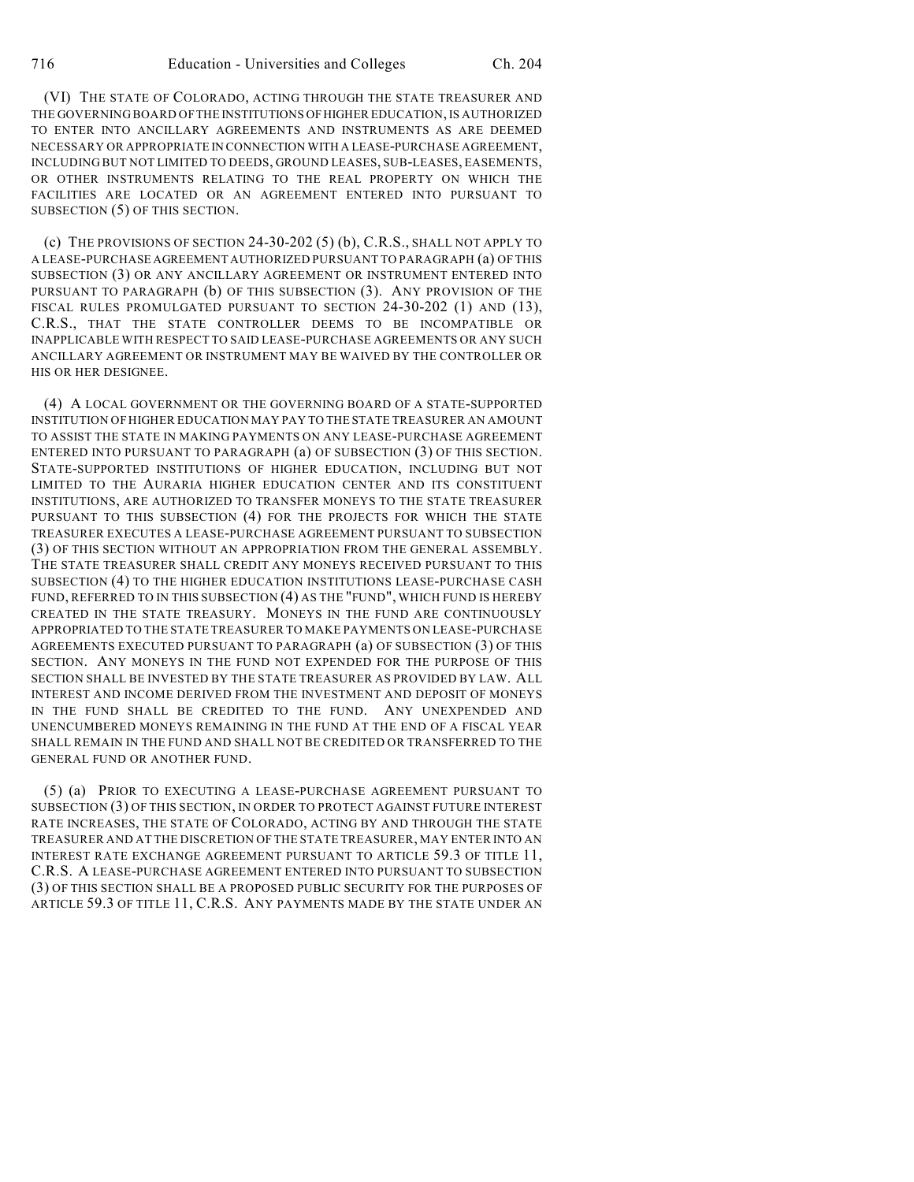(VI) THE STATE OF COLORADO, ACTING THROUGH THE STATE TREASURER AND THE GOVERNING BOARD OF THE INSTITUTIONS OF HIGHER EDUCATION, IS AUTHORIZED TO ENTER INTO ANCILLARY AGREEMENTS AND INSTRUMENTS AS ARE DEEMED NECESSARY OR APPROPRIATE IN CONNECTION WITH A LEASE-PURCHASE AGREEMENT, INCLUDING BUT NOT LIMITED TO DEEDS, GROUND LEASES, SUB-LEASES, EASEMENTS, OR OTHER INSTRUMENTS RELATING TO THE REAL PROPERTY ON WHICH THE FACILITIES ARE LOCATED OR AN AGREEMENT ENTERED INTO PURSUANT TO SUBSECTION (5) OF THIS SECTION.

(c) THE PROVISIONS OF SECTION 24-30-202 (5) (b), C.R.S., SHALL NOT APPLY TO A LEASE-PURCHASE AGREEMENT AUTHORIZED PURSUANT TO PARAGRAPH (a) OF THIS SUBSECTION (3) OR ANY ANCILLARY AGREEMENT OR INSTRUMENT ENTERED INTO PURSUANT TO PARAGRAPH (b) OF THIS SUBSECTION (3). ANY PROVISION OF THE FISCAL RULES PROMULGATED PURSUANT TO SECTION 24-30-202 (1) AND (13), C.R.S., THAT THE STATE CONTROLLER DEEMS TO BE INCOMPATIBLE OR INAPPLICABLE WITH RESPECT TO SAID LEASE-PURCHASE AGREEMENTS OR ANY SUCH ANCILLARY AGREEMENT OR INSTRUMENT MAY BE WAIVED BY THE CONTROLLER OR HIS OR HER DESIGNEE.

(4) A LOCAL GOVERNMENT OR THE GOVERNING BOARD OF A STATE-SUPPORTED INSTITUTION OF HIGHER EDUCATION MAY PAY TO THE STATE TREASURER AN AMOUNT TO ASSIST THE STATE IN MAKING PAYMENTS ON ANY LEASE-PURCHASE AGREEMENT ENTERED INTO PURSUANT TO PARAGRAPH (a) OF SUBSECTION (3) OF THIS SECTION. STATE-SUPPORTED INSTITUTIONS OF HIGHER EDUCATION, INCLUDING BUT NOT LIMITED TO THE AURARIA HIGHER EDUCATION CENTER AND ITS CONSTITUENT INSTITUTIONS, ARE AUTHORIZED TO TRANSFER MONEYS TO THE STATE TREASURER PURSUANT TO THIS SUBSECTION (4) FOR THE PROJECTS FOR WHICH THE STATE TREASURER EXECUTES A LEASE-PURCHASE AGREEMENT PURSUANT TO SUBSECTION (3) OF THIS SECTION WITHOUT AN APPROPRIATION FROM THE GENERAL ASSEMBLY. THE STATE TREASURER SHALL CREDIT ANY MONEYS RECEIVED PURSUANT TO THIS SUBSECTION (4) TO THE HIGHER EDUCATION INSTITUTIONS LEASE-PURCHASE CASH FUND, REFERRED TO IN THIS SUBSECTION (4) AS THE "FUND", WHICH FUND IS HEREBY CREATED IN THE STATE TREASURY. MONEYS IN THE FUND ARE CONTINUOUSLY APPROPRIATED TO THE STATE TREASURER TO MAKE PAYMENTS ON LEASE-PURCHASE AGREEMENTS EXECUTED PURSUANT TO PARAGRAPH (a) OF SUBSECTION (3) OF THIS SECTION. ANY MONEYS IN THE FUND NOT EXPENDED FOR THE PURPOSE OF THIS SECTION SHALL BE INVESTED BY THE STATE TREASURER AS PROVIDED BY LAW. ALL INTEREST AND INCOME DERIVED FROM THE INVESTMENT AND DEPOSIT OF MONEYS IN THE FUND SHALL BE CREDITED TO THE FUND. ANY UNEXPENDED AND UNENCUMBERED MONEYS REMAINING IN THE FUND AT THE END OF A FISCAL YEAR SHALL REMAIN IN THE FUND AND SHALL NOT BE CREDITED OR TRANSFERRED TO THE GENERAL FUND OR ANOTHER FUND.

(5) (a) PRIOR TO EXECUTING A LEASE-PURCHASE AGREEMENT PURSUANT TO SUBSECTION (3) OF THIS SECTION, IN ORDER TO PROTECT AGAINST FUTURE INTEREST RATE INCREASES, THE STATE OF COLORADO, ACTING BY AND THROUGH THE STATE TREASURER AND AT THE DISCRETION OF THE STATE TREASURER, MAY ENTER INTO AN INTEREST RATE EXCHANGE AGREEMENT PURSUANT TO ARTICLE 59.3 OF TITLE 11, C.R.S. A LEASE-PURCHASE AGREEMENT ENTERED INTO PURSUANT TO SUBSECTION (3) OF THIS SECTION SHALL BE A PROPOSED PUBLIC SECURITY FOR THE PURPOSES OF ARTICLE 59.3 OF TITLE 11, C.R.S. ANY PAYMENTS MADE BY THE STATE UNDER AN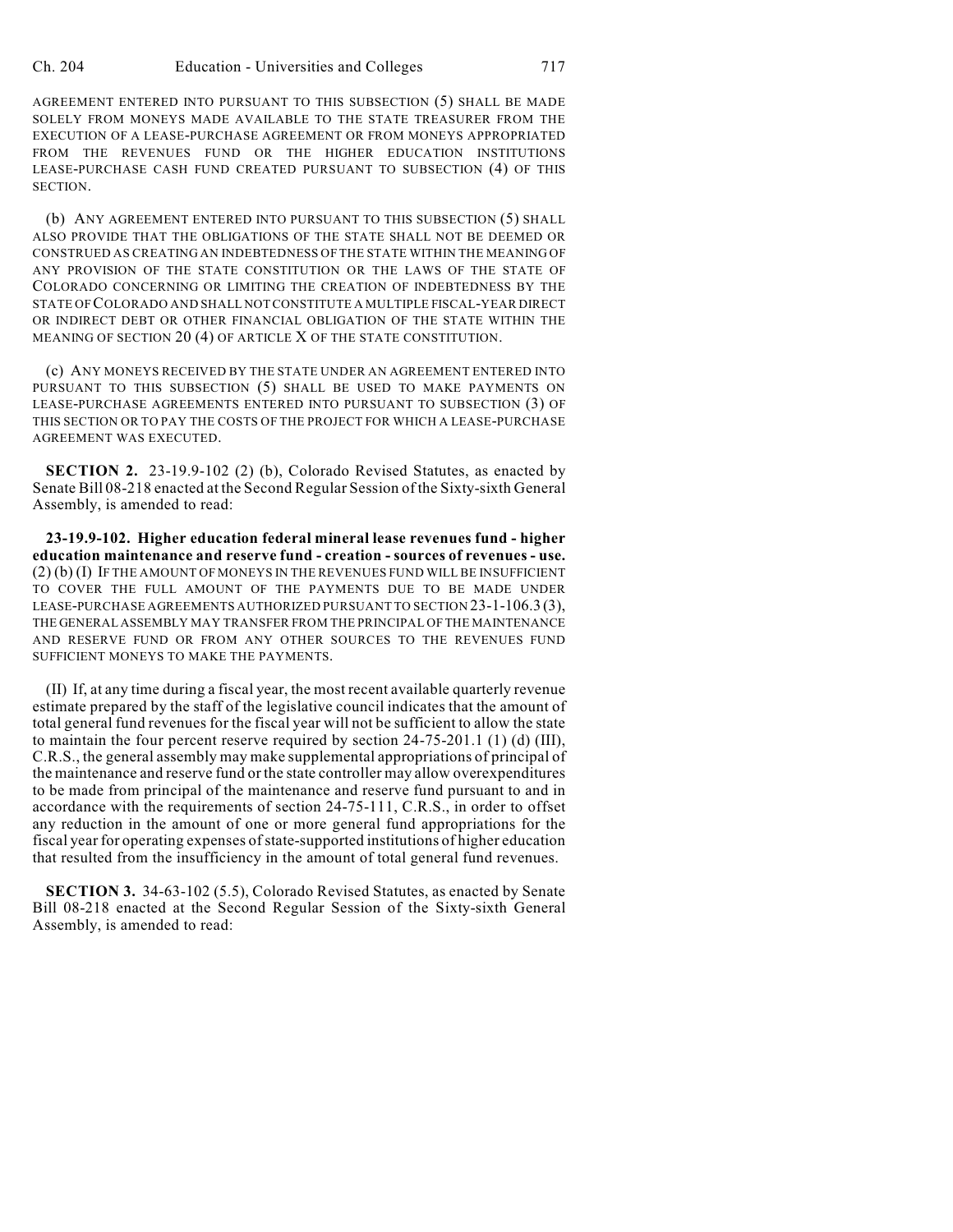AGREEMENT ENTERED INTO PURSUANT TO THIS SUBSECTION (5) SHALL BE MADE SOLELY FROM MONEYS MADE AVAILABLE TO THE STATE TREASURER FROM THE EXECUTION OF A LEASE-PURCHASE AGREEMENT OR FROM MONEYS APPROPRIATED FROM THE REVENUES FUND OR THE HIGHER EDUCATION INSTITUTIONS LEASE-PURCHASE CASH FUND CREATED PURSUANT TO SUBSECTION (4) OF THIS SECTION.

(b) ANY AGREEMENT ENTERED INTO PURSUANT TO THIS SUBSECTION (5) SHALL ALSO PROVIDE THAT THE OBLIGATIONS OF THE STATE SHALL NOT BE DEEMED OR CONSTRUED AS CREATING AN INDEBTEDNESS OF THE STATE WITHIN THE MEANING OF ANY PROVISION OF THE STATE CONSTITUTION OR THE LAWS OF THE STATE OF COLORADO CONCERNING OR LIMITING THE CREATION OF INDEBTEDNESS BY THE STATE OF COLORADO AND SHALL NOT CONSTITUTE A MULTIPLE FISCAL-YEAR DIRECT OR INDIRECT DEBT OR OTHER FINANCIAL OBLIGATION OF THE STATE WITHIN THE MEANING OF SECTION 20 (4) OF ARTICLE X OF THE STATE CONSTITUTION.

(c) ANY MONEYS RECEIVED BY THE STATE UNDER AN AGREEMENT ENTERED INTO PURSUANT TO THIS SUBSECTION (5) SHALL BE USED TO MAKE PAYMENTS ON LEASE-PURCHASE AGREEMENTS ENTERED INTO PURSUANT TO SUBSECTION (3) OF THIS SECTION OR TO PAY THE COSTS OF THE PROJECT FOR WHICH A LEASE-PURCHASE AGREEMENT WAS EXECUTED.

**SECTION 2.** 23-19.9-102 (2) (b), Colorado Revised Statutes, as enacted by Senate Bill 08-218 enacted at the Second Regular Session of the Sixty-sixth General Assembly, is amended to read:

**23-19.9-102. Higher education federal mineral lease revenues fund - higher education maintenance and reserve fund - creation - sources of revenues - use.** (2) (b) (I) IF THE AMOUNT OF MONEYS IN THE REVENUES FUND WILL BE INSUFFICIENT TO COVER THE FULL AMOUNT OF THE PAYMENTS DUE TO BE MADE UNDER LEASE-PURCHASE AGREEMENTS AUTHORIZED PURSUANT TO SECTION 23-1-106.3 (3), THE GENERAL ASSEMBLY MAY TRANSFER FROM THE PRINCIPAL OF THE MAINTENANCE AND RESERVE FUND OR FROM ANY OTHER SOURCES TO THE REVENUES FUND SUFFICIENT MONEYS TO MAKE THE PAYMENTS.

(II) If, at any time during a fiscal year, the most recent available quarterly revenue estimate prepared by the staff of the legislative council indicates that the amount of total general fund revenues for the fiscal year will not be sufficient to allow the state to maintain the four percent reserve required by section 24-75-201.1 (1) (d) (III), C.R.S., the general assembly may make supplemental appropriations of principal of the maintenance and reserve fund or the state controller may allow overexpenditures to be made from principal of the maintenance and reserve fund pursuant to and in accordance with the requirements of section 24-75-111, C.R.S., in order to offset any reduction in the amount of one or more general fund appropriations for the fiscal year for operating expenses of state-supported institutions of higher education that resulted from the insufficiency in the amount of total general fund revenues.

**SECTION 3.** 34-63-102 (5.5), Colorado Revised Statutes, as enacted by Senate Bill 08-218 enacted at the Second Regular Session of the Sixty-sixth General Assembly, is amended to read: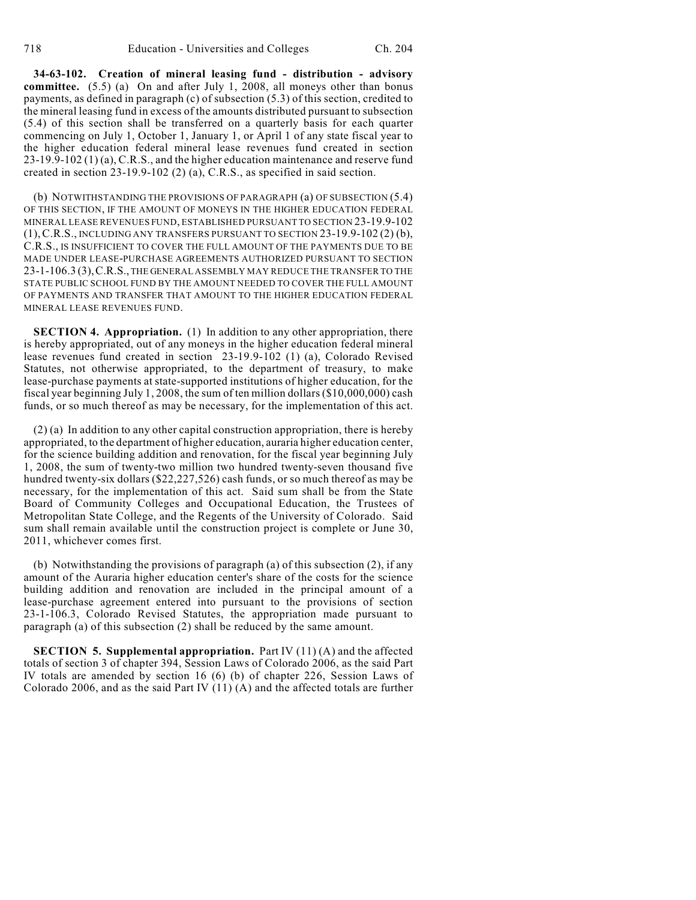**34-63-102. Creation of mineral leasing fund - distribution - advisory committee.** (5.5) (a) On and after July 1, 2008, all moneys other than bonus payments, as defined in paragraph (c) of subsection (5.3) of this section, credited to the mineral leasing fund in excess of the amounts distributed pursuant to subsection (5.4) of this section shall be transferred on a quarterly basis for each quarter commencing on July 1, October 1, January 1, or April 1 of any state fiscal year to the higher education federal mineral lease revenues fund created in section 23-19.9-102 (1) (a), C.R.S., and the higher education maintenance and reserve fund created in section 23-19.9-102 (2) (a), C.R.S., as specified in said section.

(b) NOTWITHSTANDING THE PROVISIONS OF PARAGRAPH (a) OF SUBSECTION (5.4) OF THIS SECTION, IF THE AMOUNT OF MONEYS IN THE HIGHER EDUCATION FEDERAL MINERAL LEASE REVENUES FUND, ESTABLISHED PURSUANT TO SECTION 23-19.9-102 (1), C.R.S., INCLUDING ANY TRANSFERS PURSUANT TO SECTION 23-19.9-102 (2) (b), C.R.S., IS INSUFFICIENT TO COVER THE FULL AMOUNT OF THE PAYMENTS DUE TO BE MADE UNDER LEASE-PURCHASE AGREEMENTS AUTHORIZED PURSUANT TO SECTION 23-1-106.3 (3), C.R.S., THE GENERAL ASSEMBLY MAY REDUCE THE TRANSFER TO THE STATE PUBLIC SCHOOL FUND BY THE AMOUNT NEEDED TO COVER THE FULL AMOUNT OF PAYMENTS AND TRANSFER THAT AMOUNT TO THE HIGHER EDUCATION FEDERAL MINERAL LEASE REVENUES FUND.

**SECTION 4. Appropriation.** (1) In addition to any other appropriation, there is hereby appropriated, out of any moneys in the higher education federal mineral lease revenues fund created in section 23-19.9-102 (1) (a), Colorado Revised Statutes, not otherwise appropriated, to the department of treasury, to make lease-purchase payments at state-supported institutions of higher education, for the fiscal year beginning July 1, 2008, the sum of ten million dollars ($10,000,000) cash funds, or so much thereof as may be necessary, for the implementation of this act.

(2) (a) In addition to any other capital construction appropriation, there is hereby appropriated, to the department of higher education, auraria higher education center, for the science building addition and renovation, for the fiscal year beginning July 1, 2008, the sum of twenty-two million two hundred twenty-seven thousand five hundred twenty-six dollars ($22,227,526) cash funds, or so much thereof as may be necessary, for the implementation of this act. Said sum shall be from the State Board of Community Colleges and Occupational Education, the Trustees of Metropolitan State College, and the Regents of the University of Colorado. Said sum shall remain available until the construction project is complete or June 30, 2011, whichever comes first.

(b) Notwithstanding the provisions of paragraph (a) of this subsection (2), if any amount of the Auraria higher education center's share of the costs for the science building addition and renovation are included in the principal amount of a lease-purchase agreement entered into pursuant to the provisions of section 23-1-106.3, Colorado Revised Statutes, the appropriation made pursuant to paragraph (a) of this subsection (2) shall be reduced by the same amount.

**SECTION 5. Supplemental appropriation.** Part IV (11) (A) and the affected totals of section 3 of chapter 394, Session Laws of Colorado 2006, as the said Part IV totals are amended by section 16 (6) (b) of chapter 226, Session Laws of Colorado 2006, and as the said Part IV (11) (A) and the affected totals are further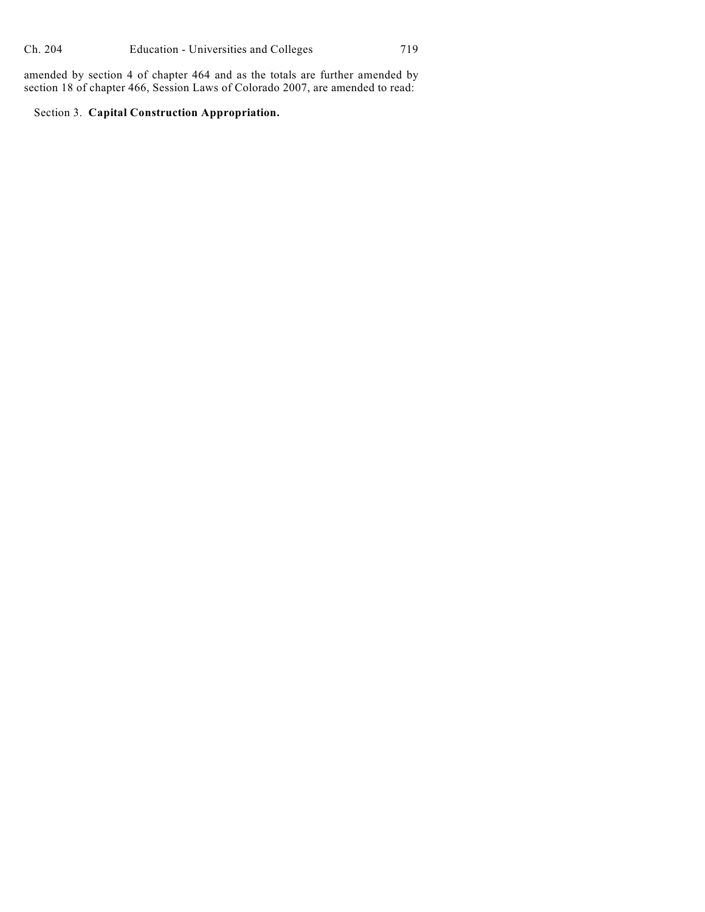amended by section 4 of chapter 464 and as the totals are further amended by section 18 of chapter 466, Session Laws of Colorado 2007, are amended to read:

Section 3. **Capital Construction Appropriation.**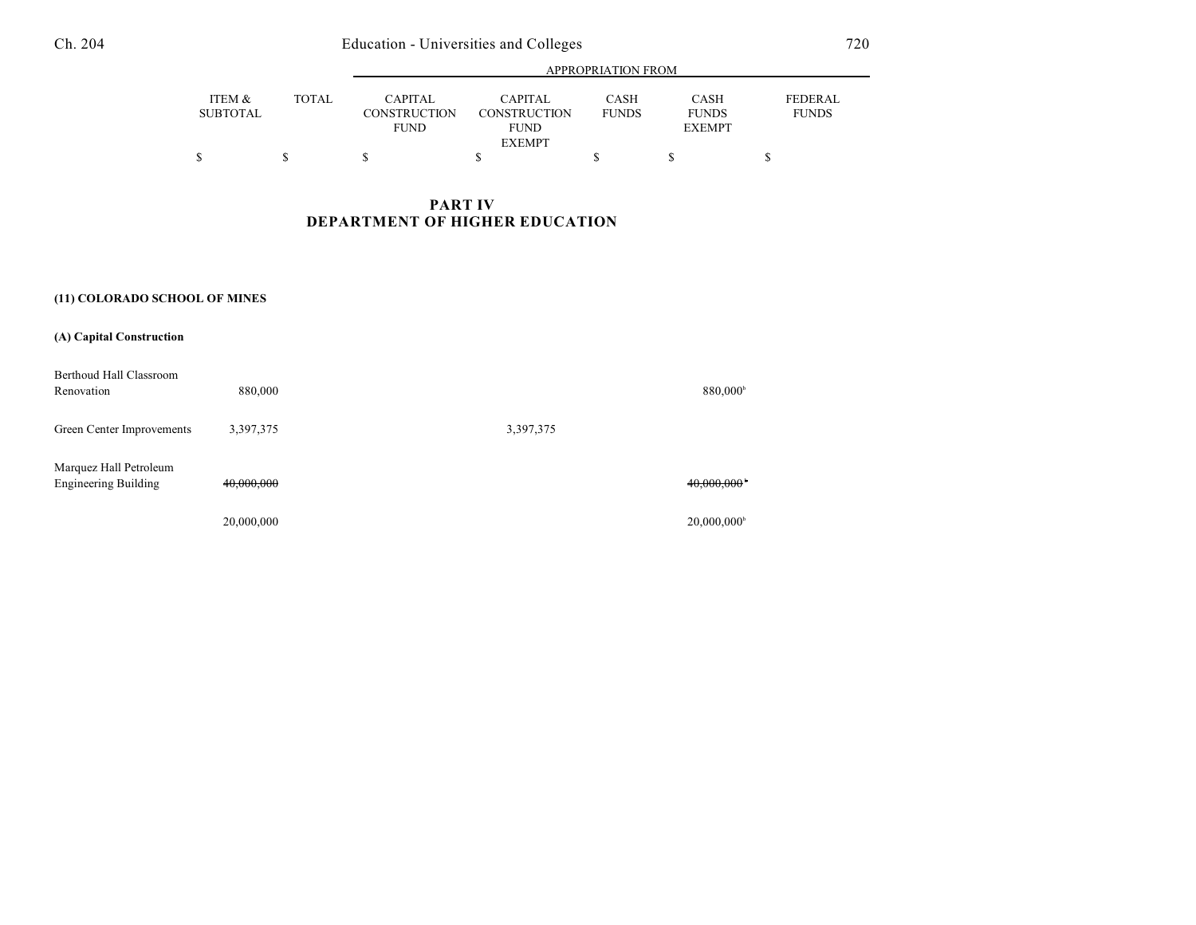| | ITEM & SUBTOTAL | TOTAL | APPROPRIATION FROM CAPITAL CONSTRUCTION FUND | CAPITAL CONSTRUCTION FUND EXEMPT | CASH FUNDS | CASH FUNDS EXEMPT | FEDERAL FUNDS |
|---|---|---|---|---|---|---|---|
| | $ | $ | $ | $ | $ | $ | $ |

## PART IV
## DEPARTMENT OF HIGHER EDUCATION

**(11) COLORADO SCHOOL OF MINES**

**(A) Capital Construction**

| | ITEM & SUBTOTAL | TOTAL | CAPITAL CONSTRUCTION FUND | CAPITAL CONSTRUCTION FUND EXEMPT | CASH FUNDS | CASH FUNDS EXEMPT | FEDERAL FUNDS |
|---|---|---|---|---|---|---|---|
| Berthoud Hall Classroom Renovation | 880,000 | | | | | 880,000[b] | |
| Green Center Improvements | 3,397,375 | | | 3,397,375 | | | |
| Marquez Hall Petroleum Engineering Building | ~~40,000,000~~ | | | | | ~~40,000,000[b]~~ | |
| | 20,000,000 | | | | | 20,000,000[b] | |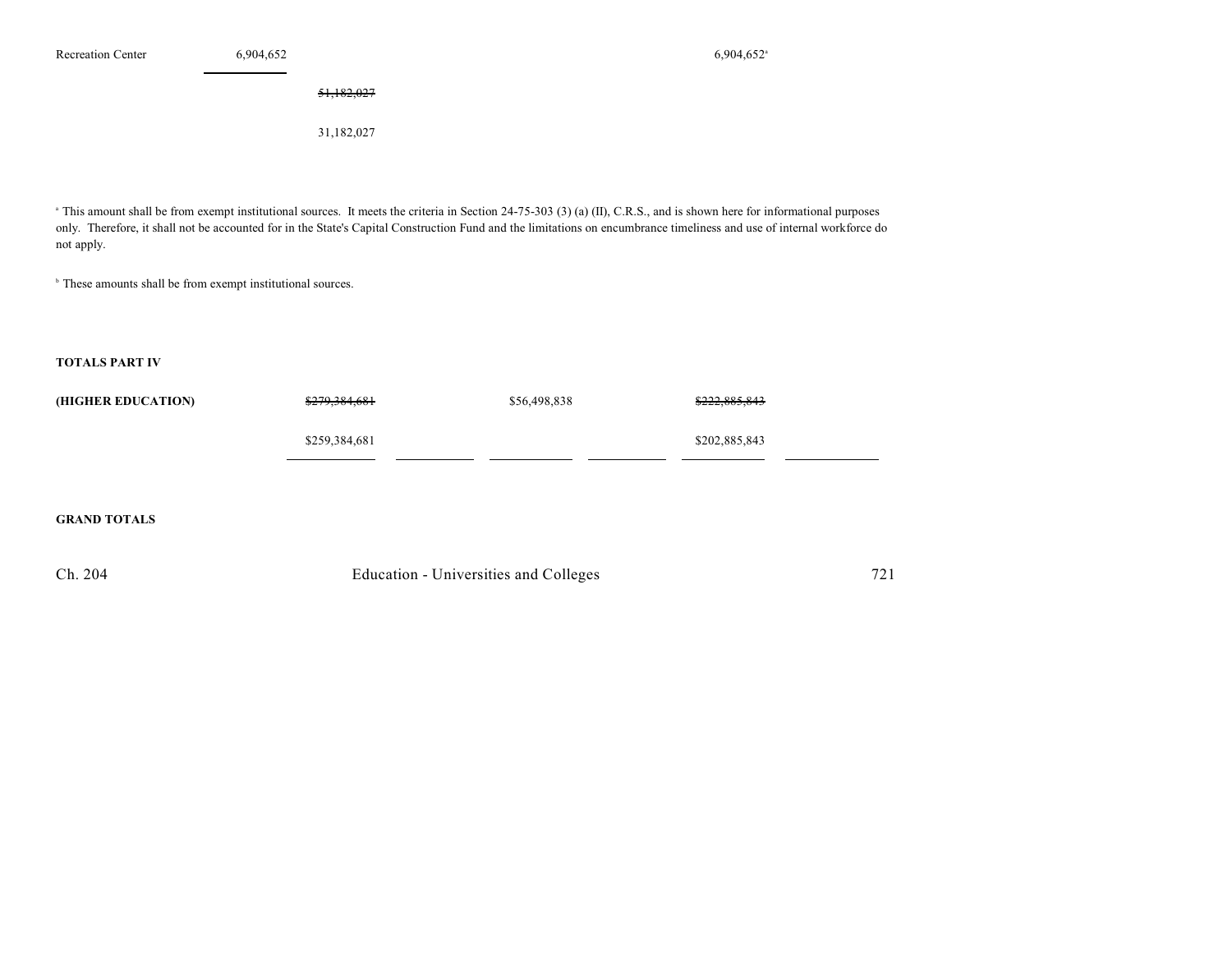| | | | | | | | |
|---|---|---|---|---|---|---|---|
| Recreation Center | 6,904,652 | | | | | 6,904,652[a] | |
| | | ~~51,182,027~~ | | | | | |
| | | 31,182,027 | | | | | |

[a] This amount shall be from exempt institutional sources. It meets the criteria in Section 24-75-303 (3) (a) (II), C.R.S., and is shown here for informational purposes only. Therefore, it shall not be accounted for in the State's Capital Construction Fund and the limitations on encumbrance timeliness and use of internal workforce do not apply.

[b] These amounts shall be from exempt institutional sources.

**TOTALS PART IV**

| | | | | | | |
|---|---|---|---|---|---|---|
| **(HIGHER EDUCATION)** | ~~$279,384,681~~ | | $56,498,838 | | ~~$222,885,843~~ | |
| | $259,384,681 | | | | $202,885,843 | |

**GRAND TOTALS**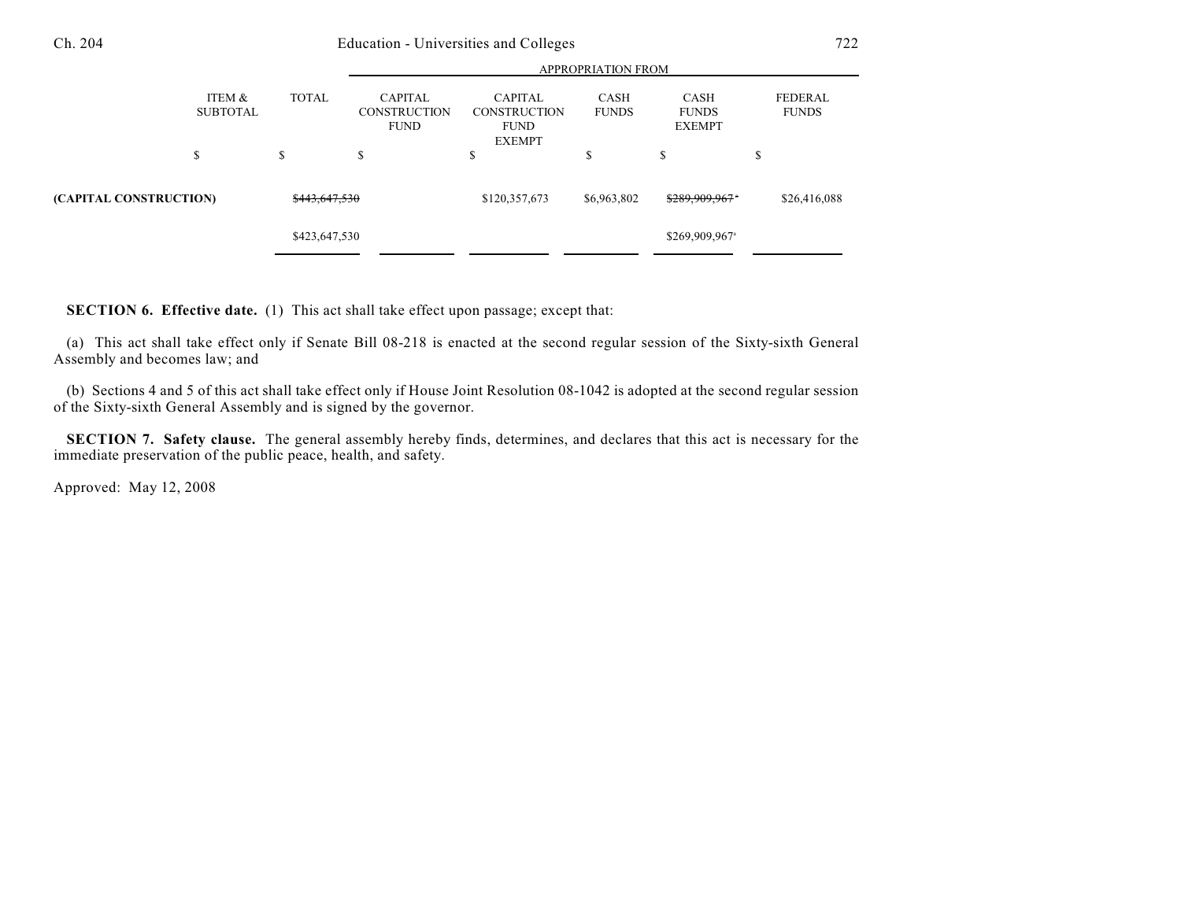| | ITEM & SUBTOTAL | TOTAL | APPROPRIATION FROM CAPITAL CONSTRUCTION FUND | CAPITAL CONSTRUCTION FUND EXEMPT | CASH FUNDS | CASH FUNDS EXEMPT | FEDERAL FUNDS |
|---|---|---|---|---|---|---|---|
| | $ | $ | $ | $ | $ | $ | $ |
| **(CAPITAL CONSTRUCTION)** | | ~~$443,647,530~~ | | $120,357,673 | $6,963,802 | ~~$289,909,967~~[a] | $26,416,088 |
| | | $423,647,530 | | | | $269,909,967[a] | |

**SECTION 6. Effective date.** (1) This act shall take effect upon passage; except that:

(a) This act shall take effect only if Senate Bill 08-218 is enacted at the second regular session of the Sixty-sixth General Assembly and becomes law; and

(b) Sections 4 and 5 of this act shall take effect only if House Joint Resolution 08-1042 is adopted at the second regular session of the Sixty-sixth General Assembly and is signed by the governor.

**SECTION 7. Safety clause.** The general assembly hereby finds, determines, and declares that this act is necessary for the immediate preservation of the public peace, health, and safety.

Approved: May 12, 2008